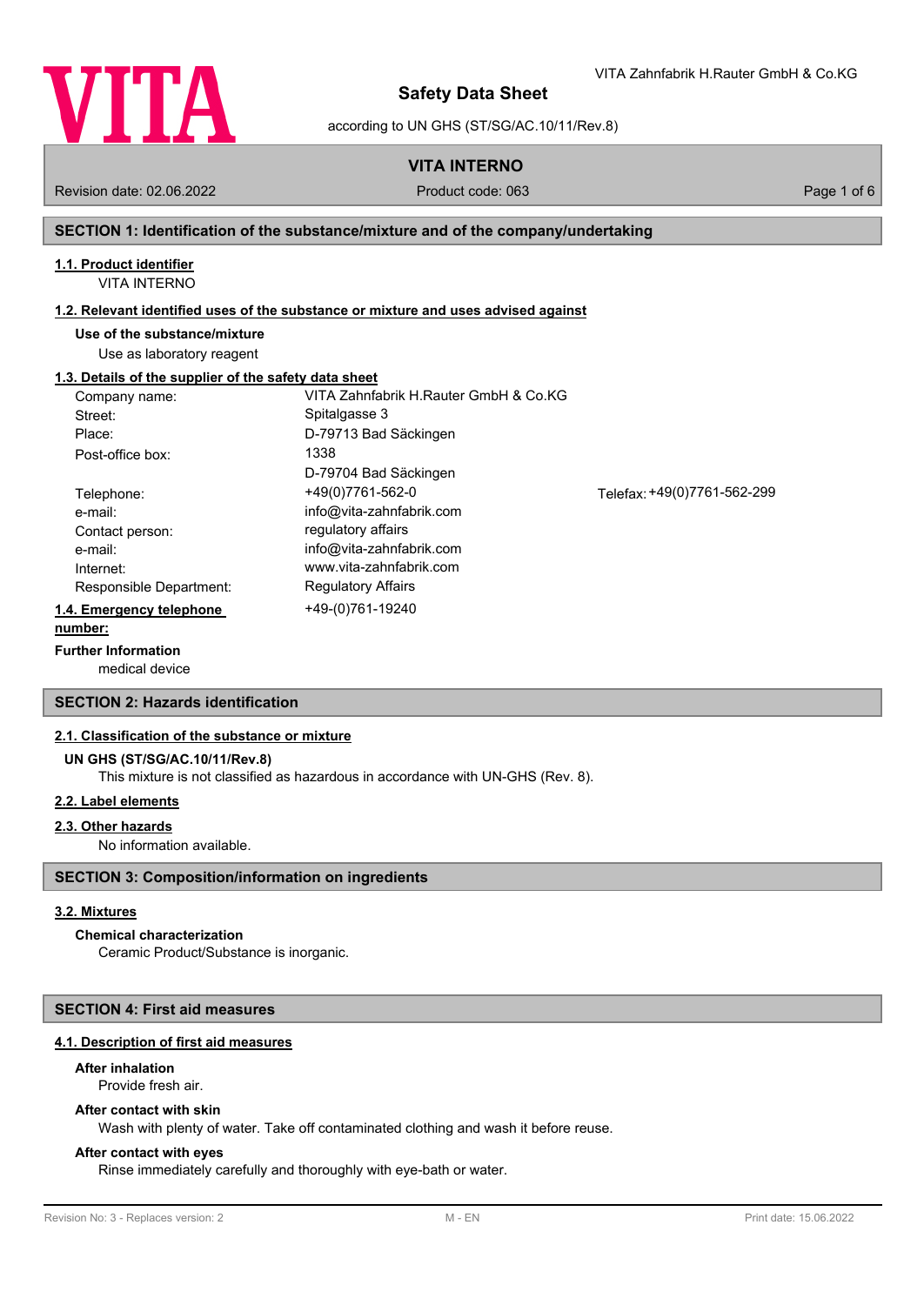# Safety Data Sheet

according to UN GHS (ST/SG/AC.10/11/Rev.8)

VITA Zahnfabrik H.Rauter GmbH & Co.KG

**VITA INTERNO**

Revision date: 02.06.2022 | Product code: 063

## SECTION 1: Identification of the substance/mixture and of the company/undertaking

### 1.1. Product identifier

VITA INTERNO

### 1.2. Relevant identified uses of the substance or mixture and uses advised against

**Use of the substance/mixture**

Use as laboratory reagent

### 1.3. Details of the supplier of the safety data sheet

| | |
|---|---|
| Company name: | VITA Zahnfabrik H.Rauter GmbH & Co.KG |
| Street: | Spitalgasse 3 |
| Place: | D-79713 Bad Säckingen |
| Post-office box: | 1338<br>D-79704 Bad Säckingen |
| Telephone: | +49(0)7761-562-0 |
| Telefax: | +49(0)7761-562-299 |
| e-mail: | info@vita-zahnfabrik.com |
| Contact person: | regulatory affairs |
| e-mail: | info@vita-zahnfabrik.com |
| Internet: | www.vita-zahnfabrik.com |
| Responsible Department: | Regulatory Affairs |

### 1.4. Emergency telephone number:

+49-(0)761-19240

**Further Information**

medical device

## SECTION 2: Hazards identification

### 2.1. Classification of the substance or mixture

**UN GHS (ST/SG/AC.10/11/Rev.8)**

This mixture is not classified as hazardous in accordance with UN-GHS (Rev. 8).

### 2.2. Label elements

### 2.3. Other hazards

No information available.

## SECTION 3: Composition/information on ingredients

### 3.2. Mixtures

**Chemical characterization**

Ceramic Product/Substance is inorganic.

## SECTION 4: First aid measures

### 4.1. Description of first aid measures

**After inhalation**

Provide fresh air.

**After contact with skin**

Wash with plenty of water. Take off contaminated clothing and wash it before reuse.

**After contact with eyes**

Rinse immediately carefully and thoroughly with eye-bath or water.

Revision No: 3 - Replaces version: 2 | M - EN | Print date: 15.06.2022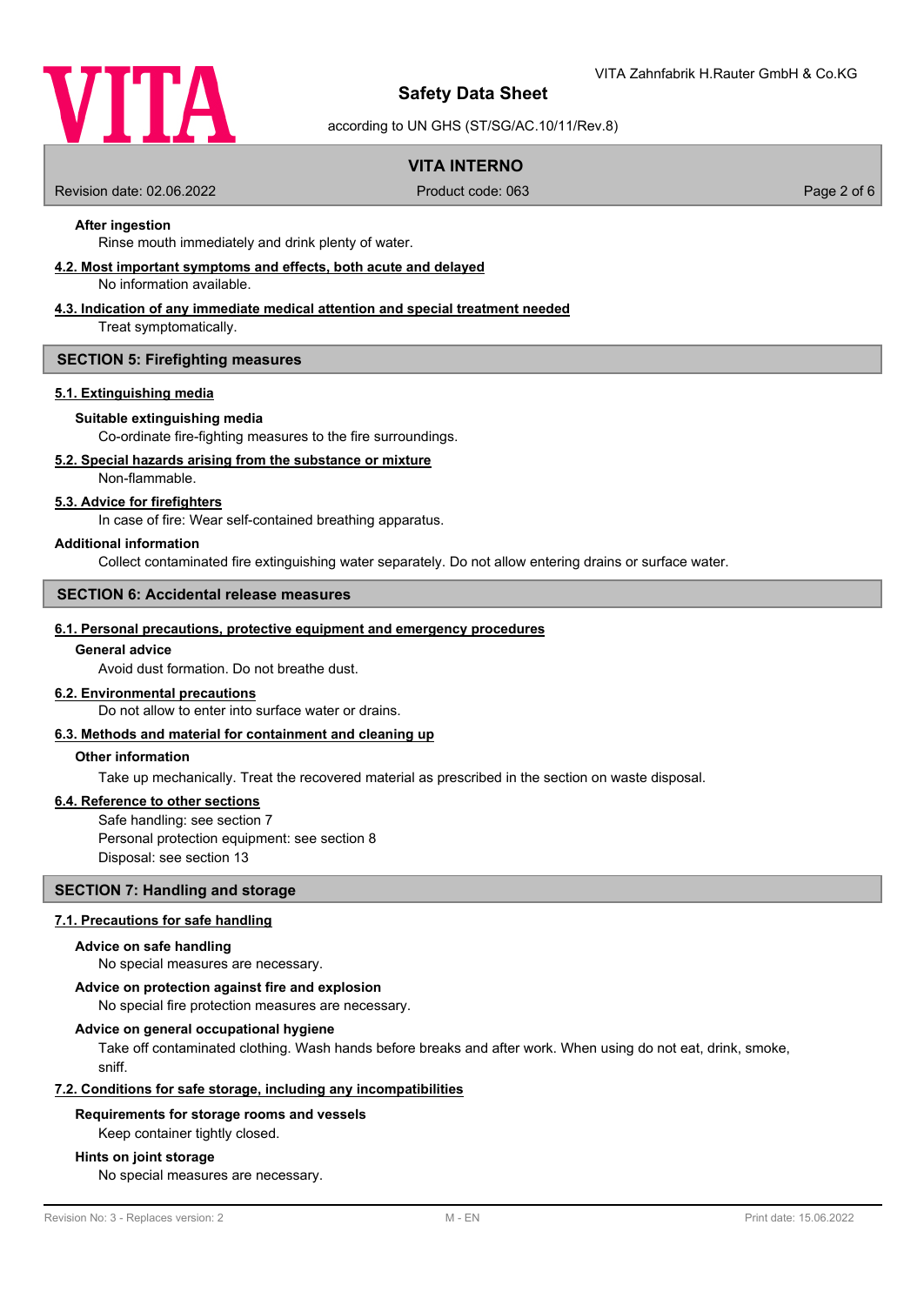**After ingestion**

Rinse mouth immediately and drink plenty of water.

**4.2. Most important symptoms and effects, both acute and delayed**

No information available.

**4.3. Indication of any immediate medical attention and special treatment needed**

Treat symptomatically.

## SECTION 5: Firefighting measures

**5.1. Extinguishing media**

**Suitable extinguishing media**

Co-ordinate fire-fighting measures to the fire surroundings.

**5.2. Special hazards arising from the substance or mixture**

Non-flammable.

**5.3. Advice for firefighters**

In case of fire: Wear self-contained breathing apparatus.

**Additional information**

Collect contaminated fire extinguishing water separately. Do not allow entering drains or surface water.

## SECTION 6: Accidental release measures

**6.1. Personal precautions, protective equipment and emergency procedures**

**General advice**

Avoid dust formation. Do not breathe dust.

**6.2. Environmental precautions**

Do not allow to enter into surface water or drains.

**6.3. Methods and material for containment and cleaning up**

**Other information**

Take up mechanically. Treat the recovered material as prescribed in the section on waste disposal.

**6.4. Reference to other sections**

Safe handling: see section 7
Personal protection equipment: see section 8
Disposal: see section 13

## SECTION 7: Handling and storage

**7.1. Precautions for safe handling**

**Advice on safe handling**

No special measures are necessary.

**Advice on protection against fire and explosion**

No special fire protection measures are necessary.

**Advice on general occupational hygiene**

Take off contaminated clothing. Wash hands before breaks and after work. When using do not eat, drink, smoke, sniff.

**7.2. Conditions for safe storage, including any incompatibilities**

**Requirements for storage rooms and vessels**

Keep container tightly closed.

**Hints on joint storage**

No special measures are necessary.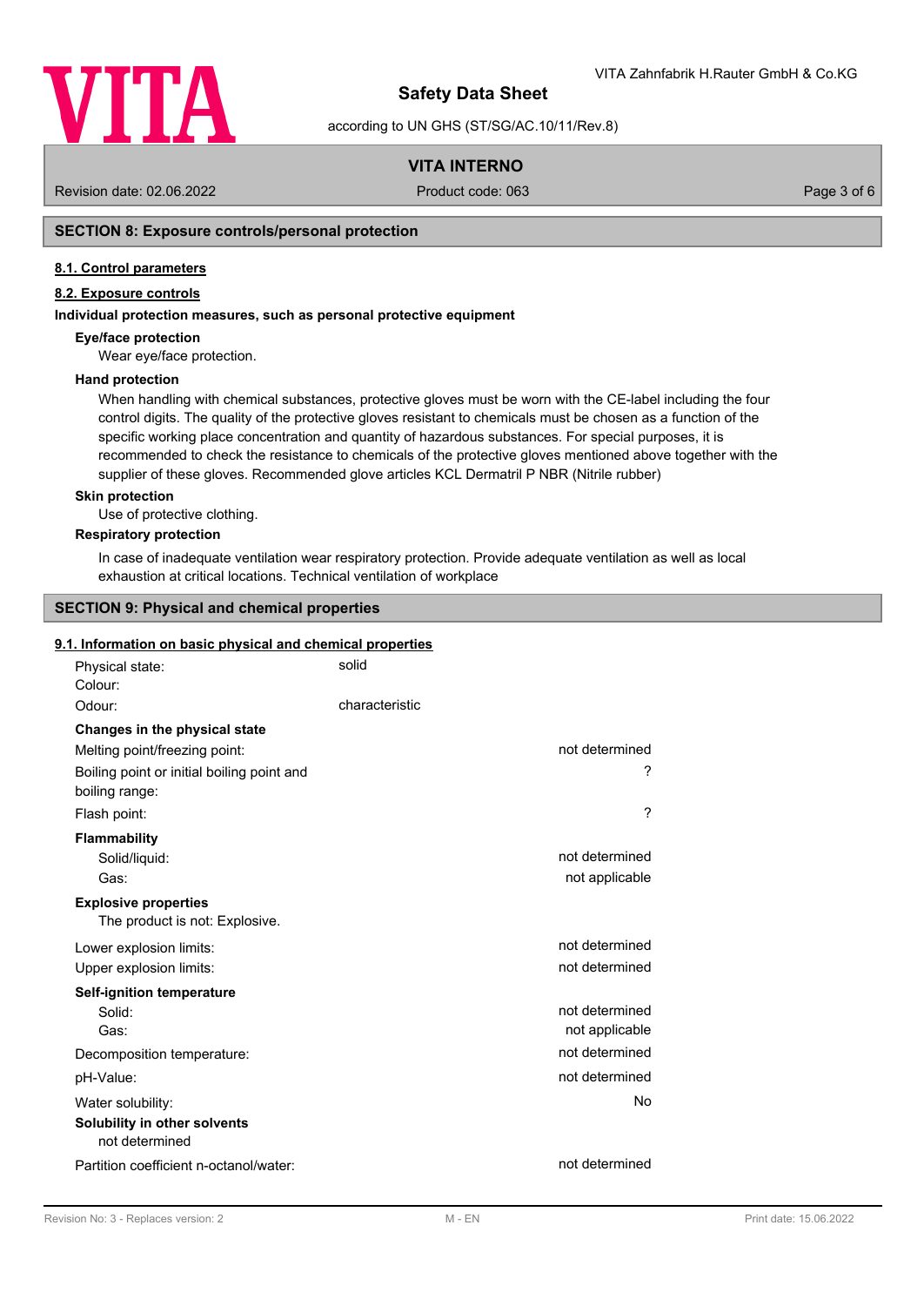## SECTION 8: Exposure controls/personal protection

### 8.1. Control parameters

### 8.2. Exposure controls

**Individual protection measures, such as personal protective equipment**

**Eye/face protection**

Wear eye/face protection.

**Hand protection**

When handling with chemical substances, protective gloves must be worn with the CE-label including the four control digits. The quality of the protective gloves resistant to chemicals must be chosen as a function of the specific working place concentration and quantity of hazardous substances. For special purposes, it is recommended to check the resistance to chemicals of the protective gloves mentioned above together with the supplier of these gloves. Recommended glove articles KCL Dermatril P NBR (Nitrile rubber)

**Skin protection**

Use of protective clothing.

**Respiratory protection**

In case of inadequate ventilation wear respiratory protection. Provide adequate ventilation as well as local exhaustion at critical locations. Technical ventilation of workplace

## SECTION 9: Physical and chemical properties

### 9.1. Information on basic physical and chemical properties

| | | |
|---|---|---|
| Physical state: | solid | |
| Colour: | | |
| Odour: | characteristic | |
| **Changes in the physical state** | | |
| Melting point/freezing point: | | not determined |
| Boiling point or initial boiling point and boiling range: | | ? |
| Flash point: | | ? |
| **Flammability** | | |
| Solid/liquid: | | not determined |
| Gas: | | not applicable |
| **Explosive properties** | | |
| The product is not: Explosive. | | |
| Lower explosion limits: | | not determined |
| Upper explosion limits: | | not determined |
| **Self-ignition temperature** | | |
| Solid: | | not determined |
| Gas: | | not applicable |
| Decomposition temperature: | | not determined |
| pH-Value: | | not determined |
| Water solubility: | | No |
| **Solubility in other solvents** | | |
| not determined | | |
| Partition coefficient n-octanol/water: | | not determined |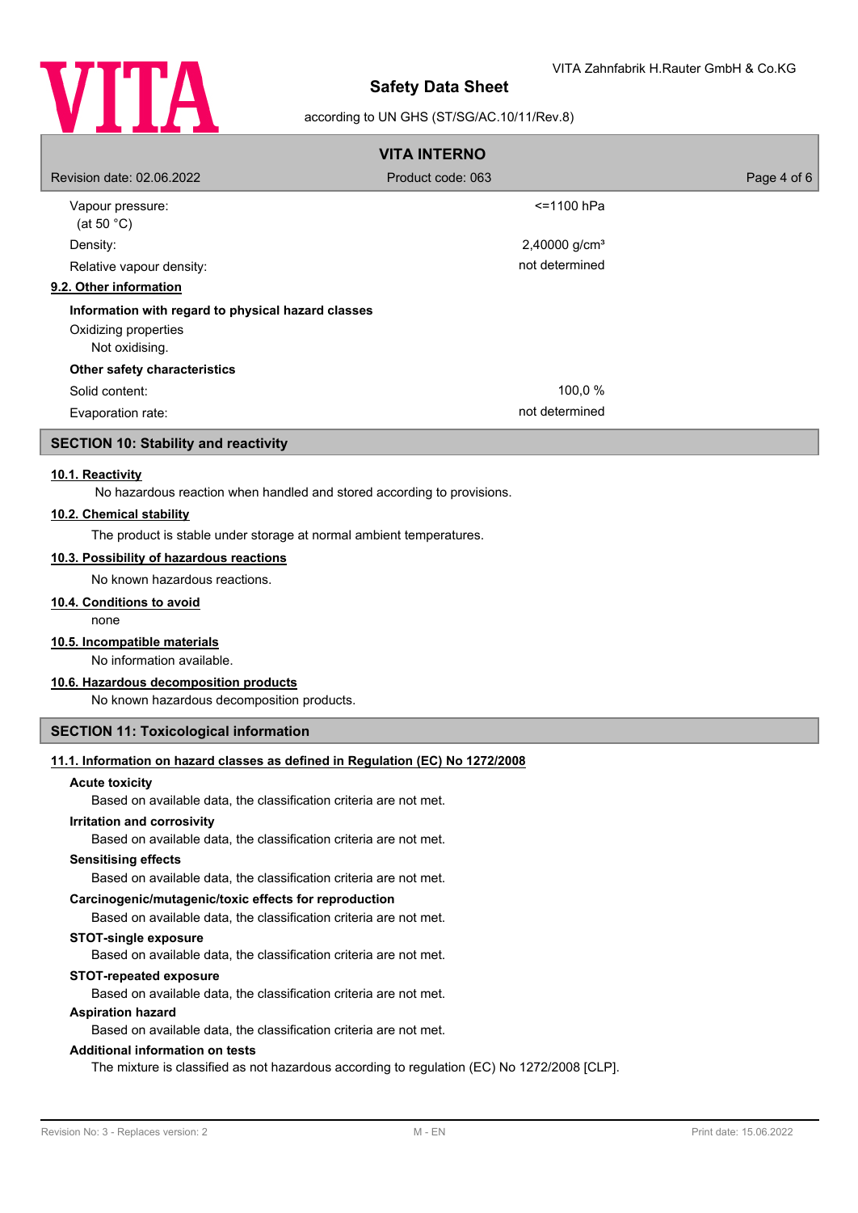| | |
|---|---|
| Vapour pressure: (at 50 °C) | <=1100 hPa |
| Density: | 2,40000 g/cm³ |
| Relative vapour density: | not determined |

### 9.2. Other information

**Information with regard to physical hazard classes**

Oxidizing properties

Not oxidising.

**Other safety characteristics**

| | |
|---|---|
| Solid content: | 100,0 % |
| Evaporation rate: | not determined |

## SECTION 10: Stability and reactivity

### 10.1. Reactivity

No hazardous reaction when handled and stored according to provisions.

### 10.2. Chemical stability

The product is stable under storage at normal ambient temperatures.

### 10.3. Possibility of hazardous reactions

No known hazardous reactions.

### 10.4. Conditions to avoid

none

### 10.5. Incompatible materials

No information available.

### 10.6. Hazardous decomposition products

No known hazardous decomposition products.

## SECTION 11: Toxicological information

### 11.1. Information on hazard classes as defined in Regulation (EC) No 1272/2008

**Acute toxicity**

Based on available data, the classification criteria are not met.

**Irritation and corrosivity**

Based on available data, the classification criteria are not met.

**Sensitising effects**

Based on available data, the classification criteria are not met.

**Carcinogenic/mutagenic/toxic effects for reproduction**

Based on available data, the classification criteria are not met.

**STOT-single exposure**

Based on available data, the classification criteria are not met.

**STOT-repeated exposure**

Based on available data, the classification criteria are not met.

**Aspiration hazard**

Based on available data, the classification criteria are not met.

**Additional information on tests**

The mixture is classified as not hazardous according to regulation (EC) No 1272/2008 [CLP].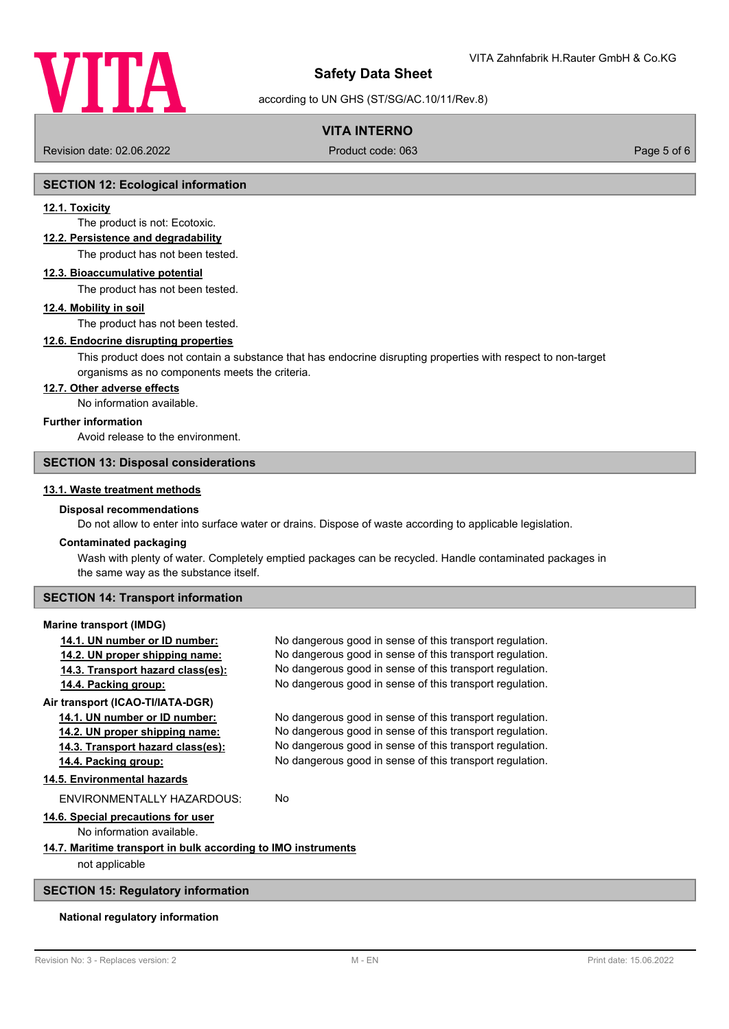## SECTION 12: Ecological information

### 12.1. Toxicity

The product is not: Ecotoxic.

### 12.2. Persistence and degradability

The product has not been tested.

### 12.3. Bioaccumulative potential

The product has not been tested.

### 12.4. Mobility in soil

The product has not been tested.

### 12.6. Endocrine disrupting properties

This product does not contain a substance that has endocrine disrupting properties with respect to non-target organisms as no components meets the criteria.

### 12.7. Other adverse effects

No information available.

**Further information**

Avoid release to the environment.

## SECTION 13: Disposal considerations

### 13.1. Waste treatment methods

**Disposal recommendations**

Do not allow to enter into surface water or drains. Dispose of waste according to applicable legislation.

**Contaminated packaging**

Wash with plenty of water. Completely emptied packages can be recycled. Handle contaminated packages in the same way as the substance itself.

## SECTION 14: Transport information

**Marine transport (IMDG)**

| | |
|---|---|
| **14.1. UN number or ID number:** | No dangerous good in sense of this transport regulation. |
| **14.2. UN proper shipping name:** | No dangerous good in sense of this transport regulation. |
| **14.3. Transport hazard class(es):** | No dangerous good in sense of this transport regulation. |
| **14.4. Packing group:** | No dangerous good in sense of this transport regulation. |

**Air transport (ICAO-TI/IATA-DGR)**

| | |
|---|---|
| **14.1. UN number or ID number:** | No dangerous good in sense of this transport regulation. |
| **14.2. UN proper shipping name:** | No dangerous good in sense of this transport regulation. |
| **14.3. Transport hazard class(es):** | No dangerous good in sense of this transport regulation. |
| **14.4. Packing group:** | No dangerous good in sense of this transport regulation. |

### 14.5. Environmental hazards

ENVIRONMENTALLY HAZARDOUS: No

### 14.6. Special precautions for user

No information available.

### 14.7. Maritime transport in bulk according to IMO instruments

not applicable

## SECTION 15: Regulatory information

**National regulatory information**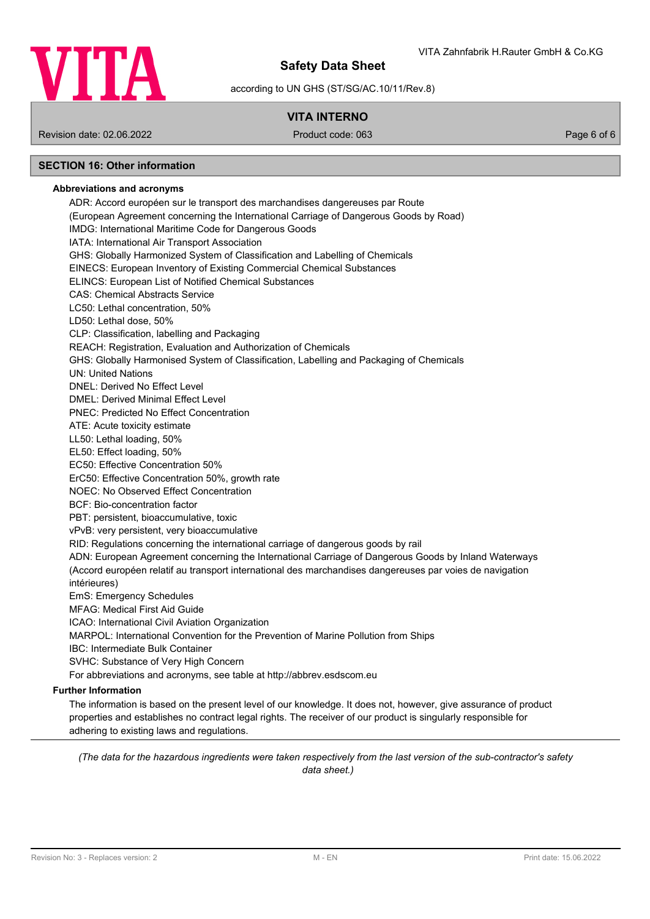## SECTION 16: Other information

**Abbreviations and acronyms**

ADR: Accord européen sur le transport des marchandises dangereuses par Route
(European Agreement concerning the International Carriage of Dangerous Goods by Road)
IMDG: International Maritime Code for Dangerous Goods
IATA: International Air Transport Association
GHS: Globally Harmonized System of Classification and Labelling of Chemicals
EINECS: European Inventory of Existing Commercial Chemical Substances
ELINCS: European List of Notified Chemical Substances
CAS: Chemical Abstracts Service
LC50: Lethal concentration, 50%
LD50: Lethal dose, 50%
CLP: Classification, labelling and Packaging
REACH: Registration, Evaluation and Authorization of Chemicals
GHS: Globally Harmonised System of Classification, Labelling and Packaging of Chemicals
UN: United Nations
DNEL: Derived No Effect Level
DMEL: Derived Minimal Effect Level
PNEC: Predicted No Effect Concentration
ATE: Acute toxicity estimate
LL50: Lethal loading, 50%
EL50: Effect loading, 50%
EC50: Effective Concentration 50%
ErC50: Effective Concentration 50%, growth rate
NOEC: No Observed Effect Concentration
BCF: Bio-concentration factor
PBT: persistent, bioaccumulative, toxic
vPvB: very persistent, very bioaccumulative
RID: Regulations concerning the international carriage of dangerous goods by rail
ADN: European Agreement concerning the International Carriage of Dangerous Goods by Inland Waterways
(Accord européen relatif au transport international des marchandises dangereuses par voies de navigation intérieures)
EmS: Emergency Schedules
MFAG: Medical First Aid Guide
ICAO: International Civil Aviation Organization
MARPOL: International Convention for the Prevention of Marine Pollution from Ships
IBC: Intermediate Bulk Container
SVHC: Substance of Very High Concern
For abbreviations and acronyms, see table at http://abbrev.esdscom.eu

**Further Information**

The information is based on the present level of our knowledge. It does not, however, give assurance of product properties and establishes no contract legal rights. The receiver of our product is singularly responsible for adhering to existing laws and regulations.

---

*(The data for the hazardous ingredients were taken respectively from the last version of the sub-contractor's safety data sheet.)*